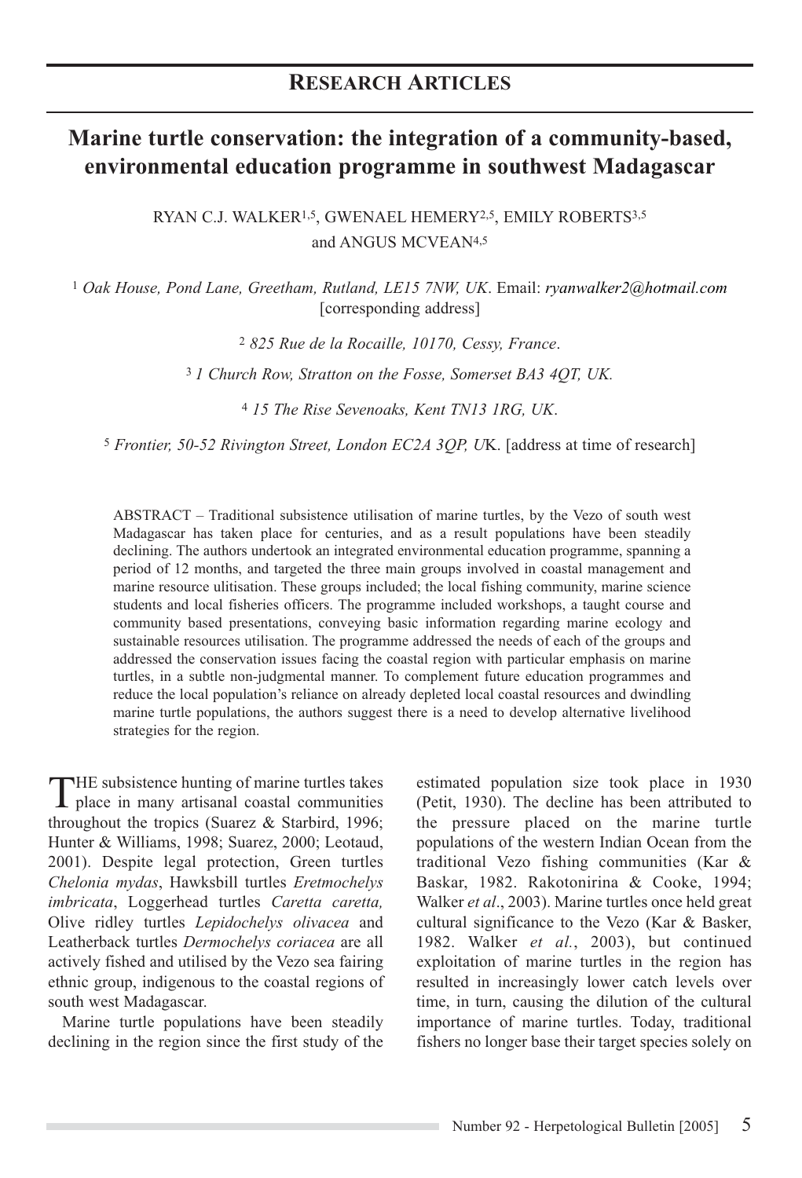## RESEARCH ARTICLES

# Marine turtle conservation: the integration of a community-based, environmental education programme in southwest Madagascar

RYAN C.J. WALKER[1,5], GWENAEL HEMERY[2,5], EMILY ROBERTS[3,5] and ANGUS MCVEAN[4,5]

[1] *Oak House, Pond Lane, Greetham, Rutland, LE15 7NW, UK*. Email: *ryanwalker2@hotmail.com* [corresponding address]

[2] *825 Rue de la Rocaille, 10170, Cessy, France*.

[3] *1 Church Row, Stratton on the Fosse, Somerset BA3 4QT, UK.*

[4] *15 The Rise Sevenoaks, Kent TN13 1RG, UK*.

[5] *Frontier, 50-52 Rivington Street, London EC2A 3QP, U*K. [address at time of research]

ABSTRACT – Traditional subsistence utilisation of marine turtles, by the Vezo of south west Madagascar has taken place for centuries, and as a result populations have been steadily declining. The authors undertook an integrated environmental education programme, spanning a period of 12 months, and targeted the three main groups involved in coastal management and marine resource ulitisation. These groups included; the local fishing community, marine science students and local fisheries officers. The programme included workshops, a taught course and community based presentations, conveying basic information regarding marine ecology and sustainable resources utilisation. The programme addressed the needs of each of the groups and addressed the conservation issues facing the coastal region with particular emphasis on marine turtles, in a subtle non-judgmental manner. To complement future education programmes and reduce the local population's reliance on already depleted local coastal resources and dwindling marine turtle populations, the authors suggest there is a need to develop alternative livelihood strategies for the region.

THE subsistence hunting of marine turtles takes place in many artisanal coastal communities throughout the tropics (Suarez & Starbird, 1996; Hunter & Williams, 1998; Suarez, 2000; Leotaud, 2001). Despite legal protection, Green turtles *Chelonia mydas*, Hawksbill turtles *Eretmochelys imbricata*, Loggerhead turtles *Caretta caretta,* Olive ridley turtles *Lepidochelys olivacea* and Leatherback turtles *Dermochelys coriacea* are all actively fished and utilised by the Vezo sea fairing ethnic group, indigenous to the coastal regions of south west Madagascar.

Marine turtle populations have been steadily declining in the region since the first study of the estimated population size took place in 1930 (Petit, 1930). The decline has been attributed to the pressure placed on the marine turtle populations of the western Indian Ocean from the traditional Vezo fishing communities (Kar & Baskar, 1982. Rakotonirina & Cooke, 1994; Walker *et al*., 2003). Marine turtles once held great cultural significance to the Vezo (Kar & Basker, 1982. Walker *et al.*, 2003), but continued exploitation of marine turtles in the region has resulted in increasingly lower catch levels over time, in turn, causing the dilution of the cultural importance of marine turtles. Today, traditional fishers no longer base their target species solely on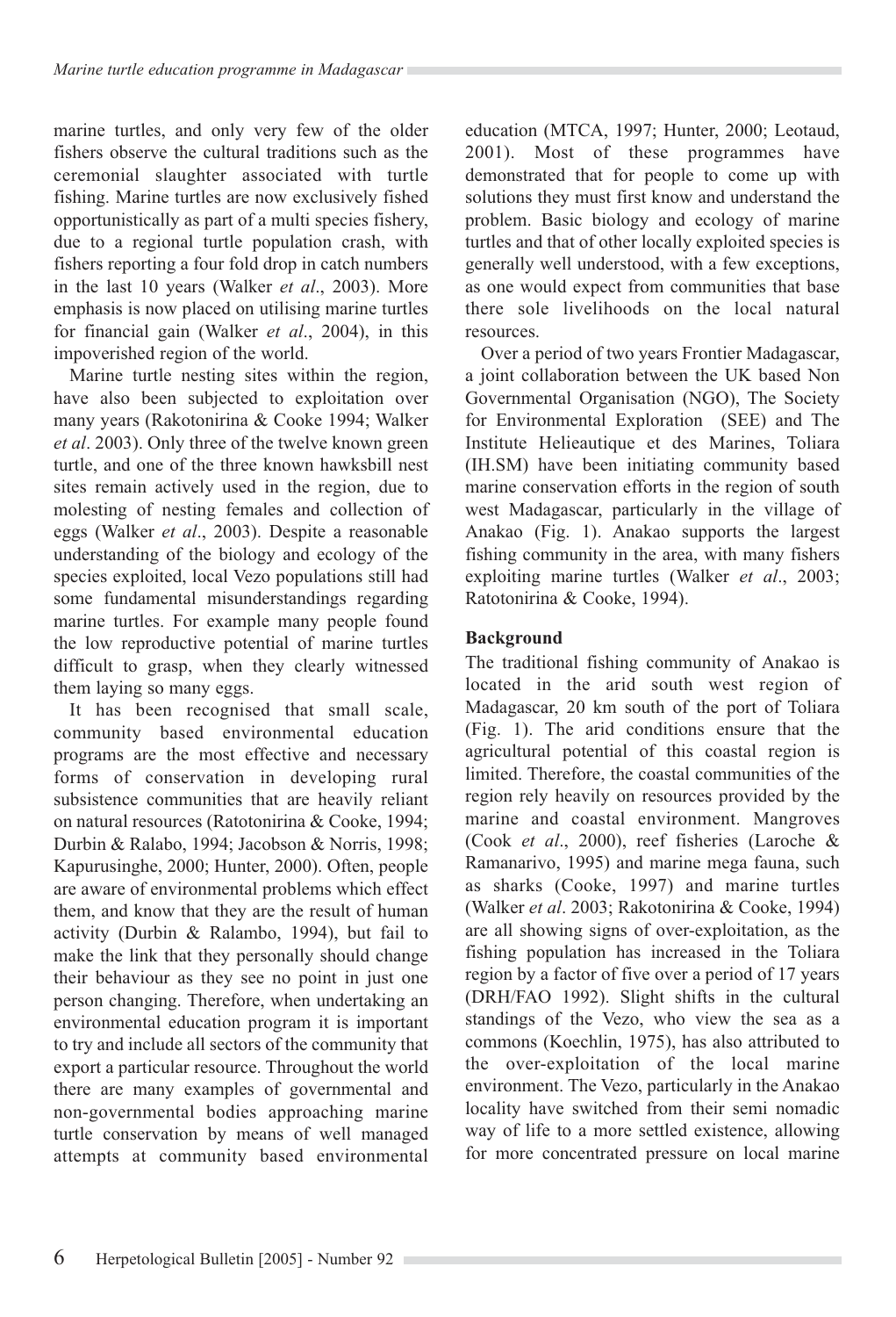marine turtles, and only very few of the older fishers observe the cultural traditions such as the ceremonial slaughter associated with turtle fishing. Marine turtles are now exclusively fished opportunistically as part of a multi species fishery, due to a regional turtle population crash, with fishers reporting a four fold drop in catch numbers in the last 10 years (Walker *et al*., 2003). More emphasis is now placed on utilising marine turtles for financial gain (Walker *et al*., 2004), in this impoverished region of the world.

Marine turtle nesting sites within the region, have also been subjected to exploitation over many years (Rakotonirina & Cooke 1994; Walker *et al*. 2003). Only three of the twelve known green turtle, and one of the three known hawksbill nest sites remain actively used in the region, due to molesting of nesting females and collection of eggs (Walker *et al*., 2003). Despite a reasonable understanding of the biology and ecology of the species exploited, local Vezo populations still had some fundamental misunderstandings regarding marine turtles. For example many people found the low reproductive potential of marine turtles difficult to grasp, when they clearly witnessed them laying so many eggs.

It has been recognised that small scale, community based environmental education programs are the most effective and necessary forms of conservation in developing rural subsistence communities that are heavily reliant on natural resources (Ratotonirina & Cooke, 1994; Durbin & Ralabo, 1994; Jacobson & Norris, 1998; Kapurusinghe, 2000; Hunter, 2000). Often, people are aware of environmental problems which effect them, and know that they are the result of human activity (Durbin & Ralambo, 1994), but fail to make the link that they personally should change their behaviour as they see no point in just one person changing. Therefore, when undertaking an environmental education program it is important to try and include all sectors of the community that export a particular resource. Throughout the world there are many examples of governmental and non-governmental bodies approaching marine turtle conservation by means of well managed attempts at community based environmental education (MTCA, 1997; Hunter, 2000; Leotaud, 2001). Most of these programmes have demonstrated that for people to come up with solutions they must first know and understand the problem. Basic biology and ecology of marine turtles and that of other locally exploited species is generally well understood, with a few exceptions, as one would expect from communities that base there sole livelihoods on the local natural resources.

Over a period of two years Frontier Madagascar, a joint collaboration between the UK based Non Governmental Organisation (NGO), The Society for Environmental Exploration (SEE) and The Institute Helieautique et des Marines, Toliara (IH.SM) have been initiating community based marine conservation efforts in the region of south west Madagascar, particularly in the village of Anakao (Fig. 1). Anakao supports the largest fishing community in the area, with many fishers exploiting marine turtles (Walker *et al*., 2003; Ratotonirina & Cooke, 1994).

**Background**

The traditional fishing community of Anakao is located in the arid south west region of Madagascar, 20 km south of the port of Toliara (Fig. 1). The arid conditions ensure that the agricultural potential of this coastal region is limited. Therefore, the coastal communities of the region rely heavily on resources provided by the marine and coastal environment. Mangroves (Cook *et al*., 2000), reef fisheries (Laroche & Ramanarivo, 1995) and marine mega fauna, such as sharks (Cooke, 1997) and marine turtles (Walker *et al*. 2003; Rakotonirina & Cooke, 1994) are all showing signs of over-exploitation, as the fishing population has increased in the Toliara region by a factor of five over a period of 17 years (DRH/FAO 1992). Slight shifts in the cultural standings of the Vezo, who view the sea as a commons (Koechlin, 1975), has also attributed to the over-exploitation of the local marine environment. The Vezo, particularly in the Anakao locality have switched from their semi nomadic way of life to a more settled existence, allowing for more concentrated pressure on local marine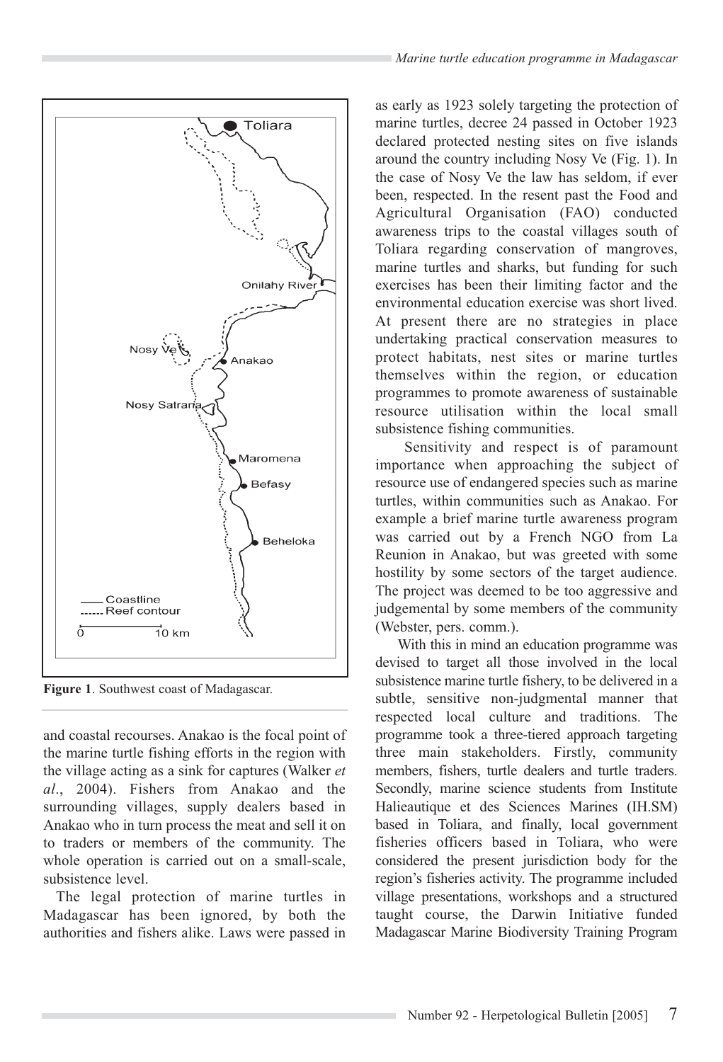Figure 1. Southwest coast of Madagascar.

and coastal recourses. Anakao is the focal point of the marine turtle fishing efforts in the region with the village acting as a sink for captures (Walker *et al*., 2004). Fishers from Anakao and the surrounding villages, supply dealers based in Anakao who in turn process the meat and sell it on to traders or members of the community. The whole operation is carried out on a small-scale, subsistence level.

The legal protection of marine turtles in Madagascar has been ignored, by both the authorities and fishers alike. Laws were passed in as early as 1923 solely targeting the protection of marine turtles, decree 24 passed in October 1923 declared protected nesting sites on five islands around the country including Nosy Ve (Fig. 1). In the case of Nosy Ve the law has seldom, if ever been, respected. In the resent past the Food and Agricultural Organisation (FAO) conducted awareness trips to the coastal villages south of Toliara regarding conservation of mangroves, marine turtles and sharks, but funding for such exercises has been their limiting factor and the environmental education exercise was short lived. At present there are no strategies in place undertaking practical conservation measures to protect habitats, nest sites or marine turtles themselves within the region, or education programmes to promote awareness of sustainable resource utilisation within the local small subsistence fishing communities.

Sensitivity and respect is of paramount importance when approaching the subject of resource use of endangered species such as marine turtles, within communities such as Anakao. For example a brief marine turtle awareness program was carried out by a French NGO from La Reunion in Anakao, but was greeted with some hostility by some sectors of the target audience. The project was deemed to be too aggressive and judgemental by some members of the community (Webster, pers. comm.).

With this in mind an education programme was devised to target all those involved in the local subsistence marine turtle fishery, to be delivered in a subtle, sensitive non-judgmental manner that respected local culture and traditions. The programme took a three-tiered approach targeting three main stakeholders. Firstly, community members, fishers, turtle dealers and turtle traders. Secondly, marine science students from Institute Halieautique et des Sciences Marines (IH.SM) based in Toliara, and finally, local government fisheries officers based in Toliara, who were considered the present jurisdiction body for the region's fisheries activity. The programme included village presentations, workshops and a structured taught course, the Darwin Initiative funded Madagascar Marine Biodiversity Training Program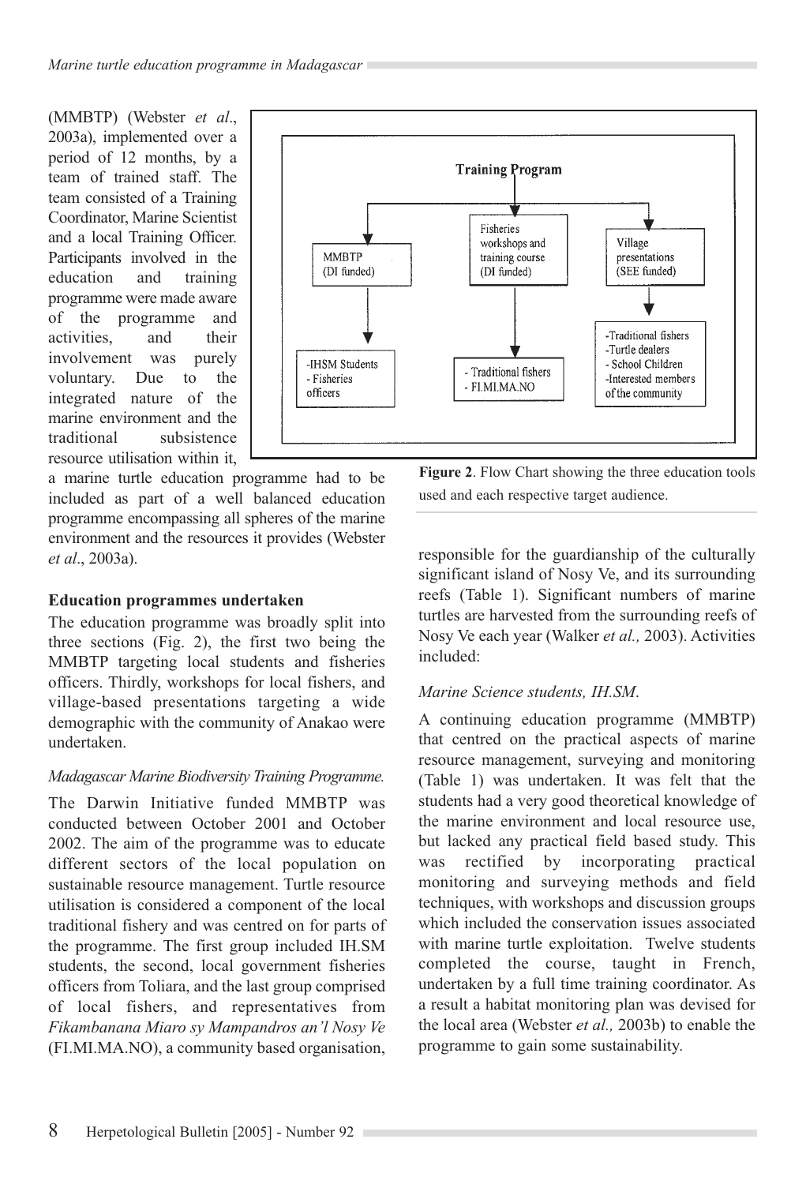(MMBTP) (Webster *et al*., 2003a), implemented over a period of 12 months, by a team of trained staff. The team consisted of a Training Coordinator, Marine Scientist and a local Training Officer. Participants involved in the education and training programme were made aware of the programme and activities, and their involvement was purely voluntary. Due to the integrated nature of the marine environment and the traditional subsistence resource utilisation within it, a marine turtle education programme had to be included as part of a well balanced education programme encompassing all spheres of the marine environment and the resources it provides (Webster *et al*., 2003a).

Training Program

- MMBTP (DI funded) → -IHSM Students; - Fisheries officers
- Fisheries workshops and training course (DI funded) → - Traditional fishers; - FI.MI.MA.NO
- Village presentations (SEE funded) → -Traditional fishers; -Turtle dealers; - School Children; -Interested members of the community

**Figure 2**. Flow Chart showing the three education tools used and each respective target audience.

**Education programmes undertaken**

The education programme was broadly split into three sections (Fig. 2), the first two being the MMBTP targeting local students and fisheries officers. Thirdly, workshops for local fishers, and village-based presentations targeting a wide demographic with the community of Anakao were undertaken.

*Madagascar Marine Biodiversity Training Programme.*

The Darwin Initiative funded MMBTP was conducted between October 2001 and October 2002. The aim of the programme was to educate different sectors of the local population on sustainable resource management. Turtle resource utilisation is considered a component of the local traditional fishery and was centred on for parts of the programme. The first group included IH.SM students, the second, local government fisheries officers from Toliara, and the last group comprised of local fishers, and representatives from *Fikambanana Miaro sy Mampandros an'l Nosy Ve* (FI.MI.MA.NO), a community based organisation, responsible for the guardianship of the culturally significant island of Nosy Ve, and its surrounding reefs (Table 1). Significant numbers of marine turtles are harvested from the surrounding reefs of Nosy Ve each year (Walker *et al.,* 2003). Activities included:

*Marine Science students, IH.SM.*

A continuing education programme (MMBTP) that centred on the practical aspects of marine resource management, surveying and monitoring (Table 1) was undertaken. It was felt that the students had a very good theoretical knowledge of the marine environment and local resource use, but lacked any practical field based study. This was rectified by incorporating practical monitoring and surveying methods and field techniques, with workshops and discussion groups which included the conservation issues associated with marine turtle exploitation. Twelve students completed the course, taught in French, undertaken by a full time training coordinator. As a result a habitat monitoring plan was devised for the local area (Webster *et al.,* 2003b) to enable the programme to gain some sustainability.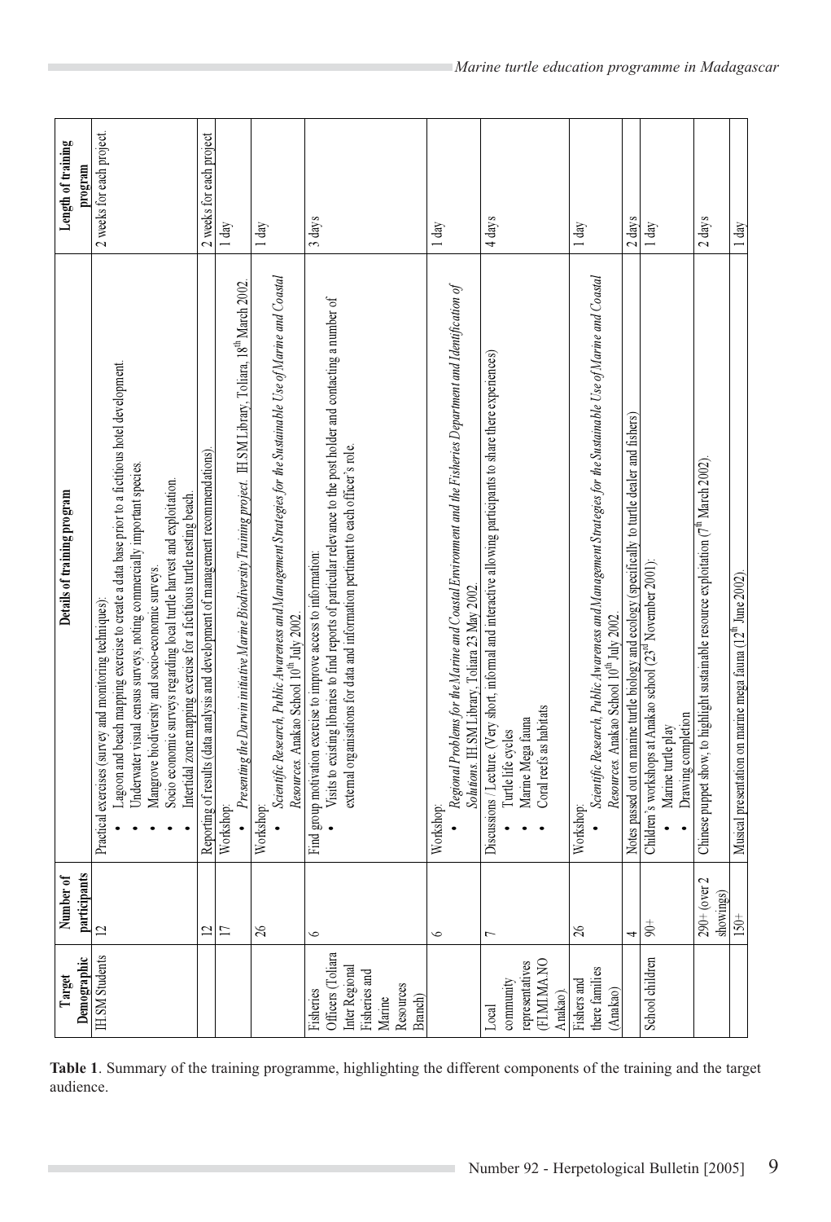| Target Demographic | Number of participants | Details of training program | Length of training program |
|---|---|---|---|
| IH.SM Students | 12 | Practical exercises (survey and monitoring techniques): • Lagoon and beach mapping exercise to create a data base prior to a fictitious hotel development. • Underwater visual census surveys, noting commercially important species. • Mangrove biodiversity and socio-economic surveys. • Socio economic surveys regarding local turtle harvest and exploitation. • Intertidal zone mapping exercise for a fictitious turtle nesting beach. | 2 weeks for each project. |
| | 12 | Reporting of results (data analysis and development of management recommendations). | 2 weeks for each project |
| | 17 | Workshop: • *Presenting the Darwin initiative Marine Biodiversity Training project*. IH.SM Library, Toliara, 18th March 2002. | 1 day |
| | 26 | Workshop: • *Scientific Research, Public Awareness and Management Strategies for the Sustainable Use of Marine and Coastal Resources*. Anakao School 10th July 2002. | 1 day |
| Fisheries Officers (Toliara Inter Regional Fisheries and Marine Resources Branch) | 6 | Find group motivation exercise to improve access to information: • Visits to existing libraries to find reports of particular relevance to the post holder and contacting a number of external organisations for data and information pertinent to each officer's role. | 3 days |
| | 6 | Workshop: • *Regional Problems for the Marine and Coastal Environment and the Fisheries Department and Identification of Solutions*. IH.SM Library, Toliara 23 May 2002. | 1 day |
| Local community representatives (FI.MI.MA.NO Anakao). | 7 | Discussions / Lecture. (Very short, informal and interactive allowing participants to share there experiences) • Turtle life cycles • Marine Mega fauna • Coral reefs as habitats | 4 days |
| Fishers and there families (Anakao) | 26 | Workshop: • *Scientific Research, Public Awareness and Management Strategies for the Sustainable Use of Marine and Coastal Resources*. Anakao School 10th July 2002. | 1 day |
| | 4 | Notes passed out on marine turtle biology and ecology (specifically to turtle dealer and fishers) | 2 days |
| School children | 90+ | Children's workshops at Anakao school (23rd November 2001): • Marine turtle play • Drawing completion | 1 day |
| | 290+ (over 2 showings) | Chinese puppet show, to highlight sustainable resource exploitation (7th March 2002). | 2 days |
| | 150+ | Musical presentation on marine mega fauna (12th June 2002). | 1 day |

**Table 1**. Summary of the training programme, highlighting the different components of the training and the target audience.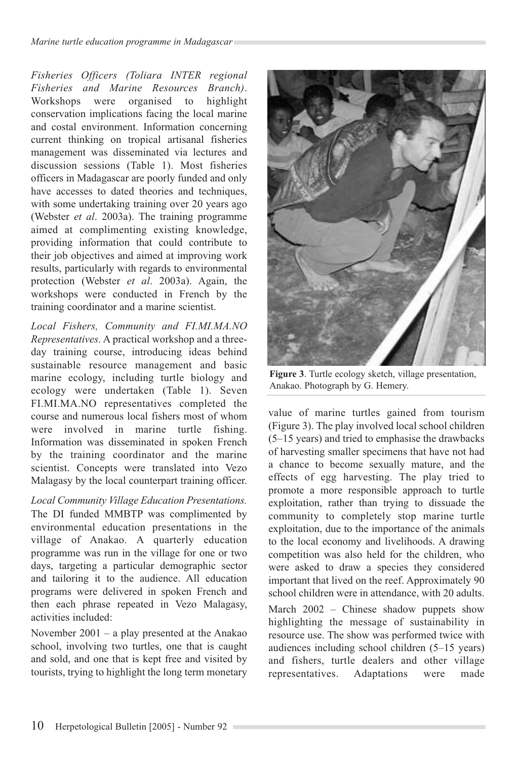*Fisheries Officers (Toliara INTER regional Fisheries and Marine Resources Branch)*. Workshops were organised to highlight conservation implications facing the local marine and costal environment. Information concerning current thinking on tropical artisanal fisheries management was disseminated via lectures and discussion sessions (Table 1). Most fisheries officers in Madagascar are poorly funded and only have accesses to dated theories and techniques, with some undertaking training over 20 years ago (Webster *et al*. 2003a). The training programme aimed at complimenting existing knowledge, providing information that could contribute to their job objectives and aimed at improving work results, particularly with regards to environmental protection (Webster *et al*. 2003a). Again, the workshops were conducted in French by the training coordinator and a marine scientist.

*Local Fishers, Community and FI.MI.MA.NO Representatives*. A practical workshop and a three-day training course, introducing ideas behind sustainable resource management and basic marine ecology, including turtle biology and ecology were undertaken (Table 1). Seven FI.MI.MA.NO representatives completed the course and numerous local fishers most of whom were involved in marine turtle fishing. Information was disseminated in spoken French by the training coordinator and the marine scientist. Concepts were translated into Vezo Malagasy by the local counterpart training officer.

*Local Community Village Education Presentations.* The DI funded MMBTP was complimented by environmental education presentations in the village of Anakao. A quarterly education programme was run in the village for one or two days, targeting a particular demographic sector and tailoring it to the audience. All education programs were delivered in spoken French and then each phrase repeated in Vezo Malagasy, activities included:

November 2001 – a play presented at the Anakao school, involving two turtles, one that is caught and sold, and one that is kept free and visited by tourists, trying to highlight the long term monetary value of marine turtles gained from tourism (Figure 3). The play involved local school children (5–15 years) and tried to emphasise the drawbacks of harvesting smaller specimens that have not had a chance to become sexually mature, and the effects of egg harvesting. The play tried to promote a more responsible approach to turtle exploitation, rather than trying to dissuade the community to completely stop marine turtle exploitation, due to the importance of the animals to the local economy and livelihoods. A drawing competition was also held for the children, who were asked to draw a species they considered important that lived on the reef. Approximately 90 school children were in attendance, with 20 adults.

**Figure 3**. Turtle ecology sketch, village presentation, Anakao. Photograph by G. Hemery.

March 2002 – Chinese shadow puppets show highlighting the message of sustainability in resource use. The show was performed twice with audiences including school children (5–15 years) and fishers, turtle dealers and other village representatives. Adaptations were made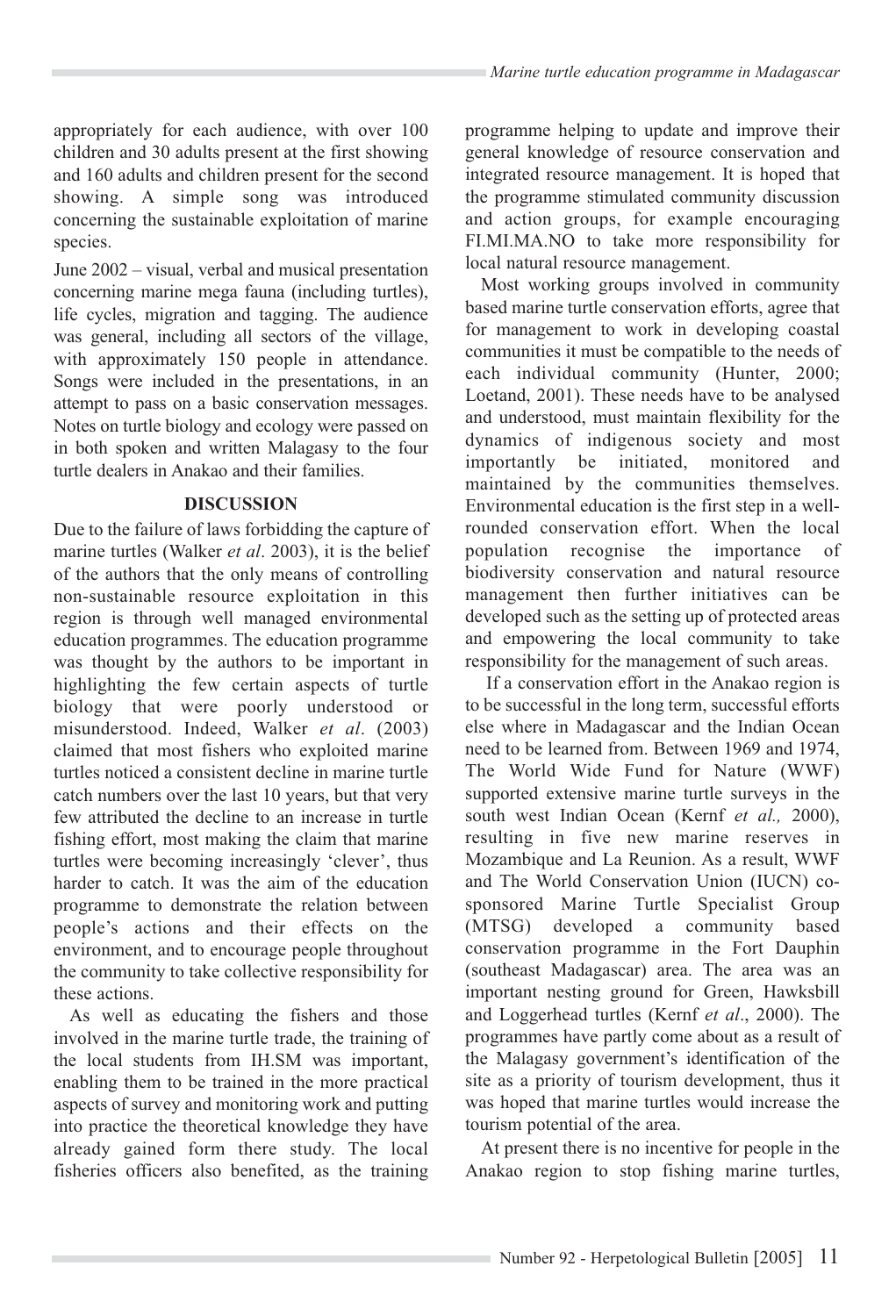appropriately for each audience, with over 100 children and 30 adults present at the first showing and 160 adults and children present for the second showing. A simple song was introduced concerning the sustainable exploitation of marine species.

June 2002 – visual, verbal and musical presentation concerning marine mega fauna (including turtles), life cycles, migration and tagging. The audience was general, including all sectors of the village, with approximately 150 people in attendance. Songs were included in the presentations, in an attempt to pass on a basic conservation messages. Notes on turtle biology and ecology were passed on in both spoken and written Malagasy to the four turtle dealers in Anakao and their families.

## DISCUSSION

Due to the failure of laws forbidding the capture of marine turtles (Walker *et al*. 2003), it is the belief of the authors that the only means of controlling non-sustainable resource exploitation in this region is through well managed environmental education programmes. The education programme was thought by the authors to be important in highlighting the few certain aspects of turtle biology that were poorly understood or misunderstood. Indeed, Walker *et al*. (2003) claimed that most fishers who exploited marine turtles noticed a consistent decline in marine turtle catch numbers over the last 10 years, but that very few attributed the decline to an increase in turtle fishing effort, most making the claim that marine turtles were becoming increasingly 'clever', thus harder to catch. It was the aim of the education programme to demonstrate the relation between people's actions and their effects on the environment, and to encourage people throughout the community to take collective responsibility for these actions.

As well as educating the fishers and those involved in the marine turtle trade, the training of the local students from IH.SM was important, enabling them to be trained in the more practical aspects of survey and monitoring work and putting into practice the theoretical knowledge they have already gained form there study. The local fisheries officers also benefited, as the training programme helping to update and improve their general knowledge of resource conservation and integrated resource management. It is hoped that the programme stimulated community discussion and action groups, for example encouraging FI.MI.MA.NO to take more responsibility for local natural resource management.

Most working groups involved in community based marine turtle conservation efforts, agree that for management to work in developing coastal communities it must be compatible to the needs of each individual community (Hunter, 2000; Loetand, 2001). These needs have to be analysed and understood, must maintain flexibility for the dynamics of indigenous society and most importantly be initiated, monitored and maintained by the communities themselves. Environmental education is the first step in a well-rounded conservation effort. When the local population recognise the importance of biodiversity conservation and natural resource management then further initiatives can be developed such as the setting up of protected areas and empowering the local community to take responsibility for the management of such areas.

If a conservation effort in the Anakao region is to be successful in the long term, successful efforts else where in Madagascar and the Indian Ocean need to be learned from. Between 1969 and 1974, The World Wide Fund for Nature (WWF) supported extensive marine turtle surveys in the south west Indian Ocean (Kernf *et al.,* 2000), resulting in five new marine reserves in Mozambique and La Reunion. As a result, WWF and The World Conservation Union (IUCN) co-sponsored Marine Turtle Specialist Group (MTSG) developed a community based conservation programme in the Fort Dauphin (southeast Madagascar) area. The area was an important nesting ground for Green, Hawksbill and Loggerhead turtles (Kernf *et al*., 2000). The programmes have partly come about as a result of the Malagasy government's identification of the site as a priority of tourism development, thus it was hoped that marine turtles would increase the tourism potential of the area.

At present there is no incentive for people in the Anakao region to stop fishing marine turtles,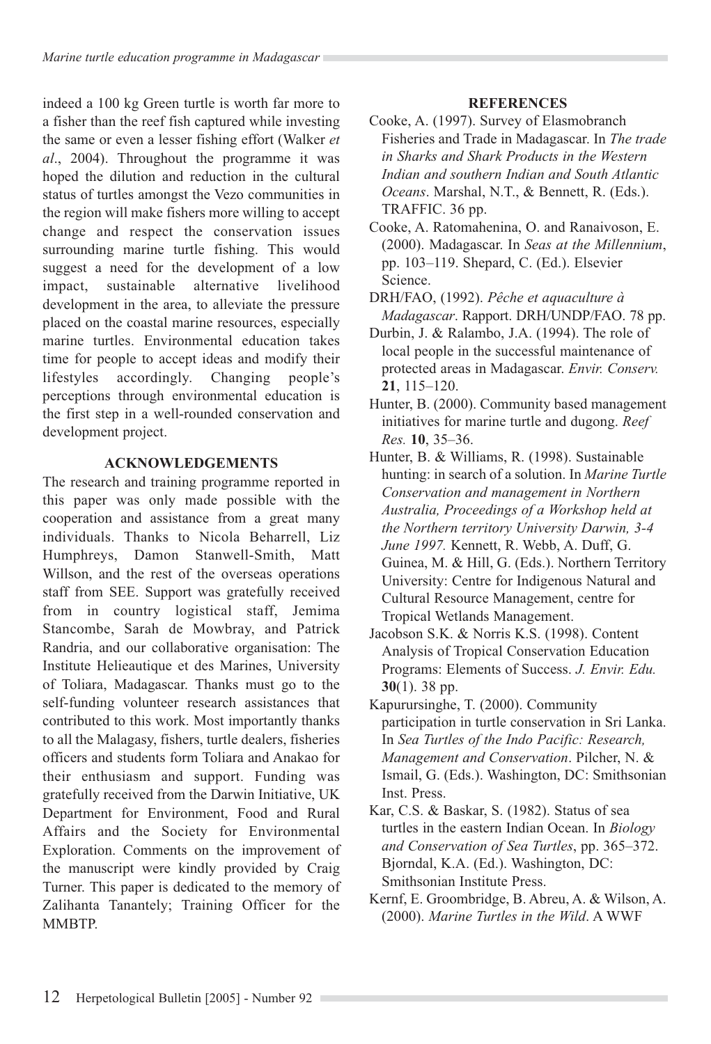indeed a 100 kg Green turtle is worth far more to a fisher than the reef fish captured while investing the same or even a lesser fishing effort (Walker *et al*., 2004). Throughout the programme it was hoped the dilution and reduction in the cultural status of turtles amongst the Vezo communities in the region will make fishers more willing to accept change and respect the conservation issues surrounding marine turtle fishing. This would suggest a need for the development of a low impact, sustainable alternative livelihood development in the area, to alleviate the pressure placed on the coastal marine resources, especially marine turtles. Environmental education takes time for people to accept ideas and modify their lifestyles accordingly. Changing people's perceptions through environmental education is the first step in a well-rounded conservation and development project.

## ACKNOWLEDGEMENTS

The research and training programme reported in this paper was only made possible with the cooperation and assistance from a great many individuals. Thanks to Nicola Beharrell, Liz Humphreys, Damon Stanwell-Smith, Matt Willson, and the rest of the overseas operations staff from SEE. Support was gratefully received from in country logistical staff, Jemima Stancombe, Sarah de Mowbray, and Patrick Randria, and our collaborative organisation: The Institute Helieautique et des Marines, University of Toliara, Madagascar. Thanks must go to the self-funding volunteer research assistances that contributed to this work. Most importantly thanks to all the Malagasy, fishers, turtle dealers, fisheries officers and students form Toliara and Anakao for their enthusiasm and support. Funding was gratefully received from the Darwin Initiative, UK Department for Environment, Food and Rural Affairs and the Society for Environmental Exploration. Comments on the improvement of the manuscript were kindly provided by Craig Turner. This paper is dedicated to the memory of Zalihanta Tanantely; Training Officer for the MMBTP.

## REFERENCES

Cooke, A. (1997). Survey of Elasmobranch Fisheries and Trade in Madagascar. In *The trade in Sharks and Shark Products in the Western Indian and southern Indian and South Atlantic Oceans*. Marshal, N.T., & Bennett, R. (Eds.). TRAFFIC. 36 pp.

Cooke, A. Ratomahenina, O. and Ranaivoson, E. (2000). Madagascar. In *Seas at the Millennium*, pp. 103–119. Shepard, C. (Ed.). Elsevier Science.

DRH/FAO, (1992). *Pêche et aquaculture à Madagascar*. Rapport. DRH/UNDP/FAO. 78 pp.

Durbin, J. & Ralambo, J.A. (1994). The role of local people in the successful maintenance of protected areas in Madagascar. *Envir. Conserv.* **21**, 115–120.

Hunter, B. (2000). Community based management initiatives for marine turtle and dugong. *Reef Res.* **10**, 35–36.

Hunter, B. & Williams, R. (1998). Sustainable hunting: in search of a solution. In *Marine Turtle Conservation and management in Northern Australia, Proceedings of a Workshop held at the Northern territory University Darwin, 3-4 June 1997.* Kennett, R. Webb, A. Duff, G. Guinea, M. & Hill, G. (Eds.). Northern Territory University: Centre for Indigenous Natural and Cultural Resource Management, centre for Tropical Wetlands Management.

Jacobson S.K. & Norris K.S. (1998). Content Analysis of Tropical Conservation Education Programs: Elements of Success. *J. Envir. Edu.* **30**(1). 38 pp.

Kapurursinghe, T. (2000). Community participation in turtle conservation in Sri Lanka. In *Sea Turtles of the Indo Pacific: Research, Management and Conservation*. Pilcher, N. & Ismail, G. (Eds.). Washington, DC: Smithsonian Inst. Press.

Kar, C.S. & Baskar, S. (1982). Status of sea turtles in the eastern Indian Ocean. In *Biology and Conservation of Sea Turtles*, pp. 365–372. Bjorndal, K.A. (Ed.). Washington, DC: Smithsonian Institute Press.

Kernf, E. Groombridge, B. Abreu, A. & Wilson, A. (2000). *Marine Turtles in the Wild*. A WWF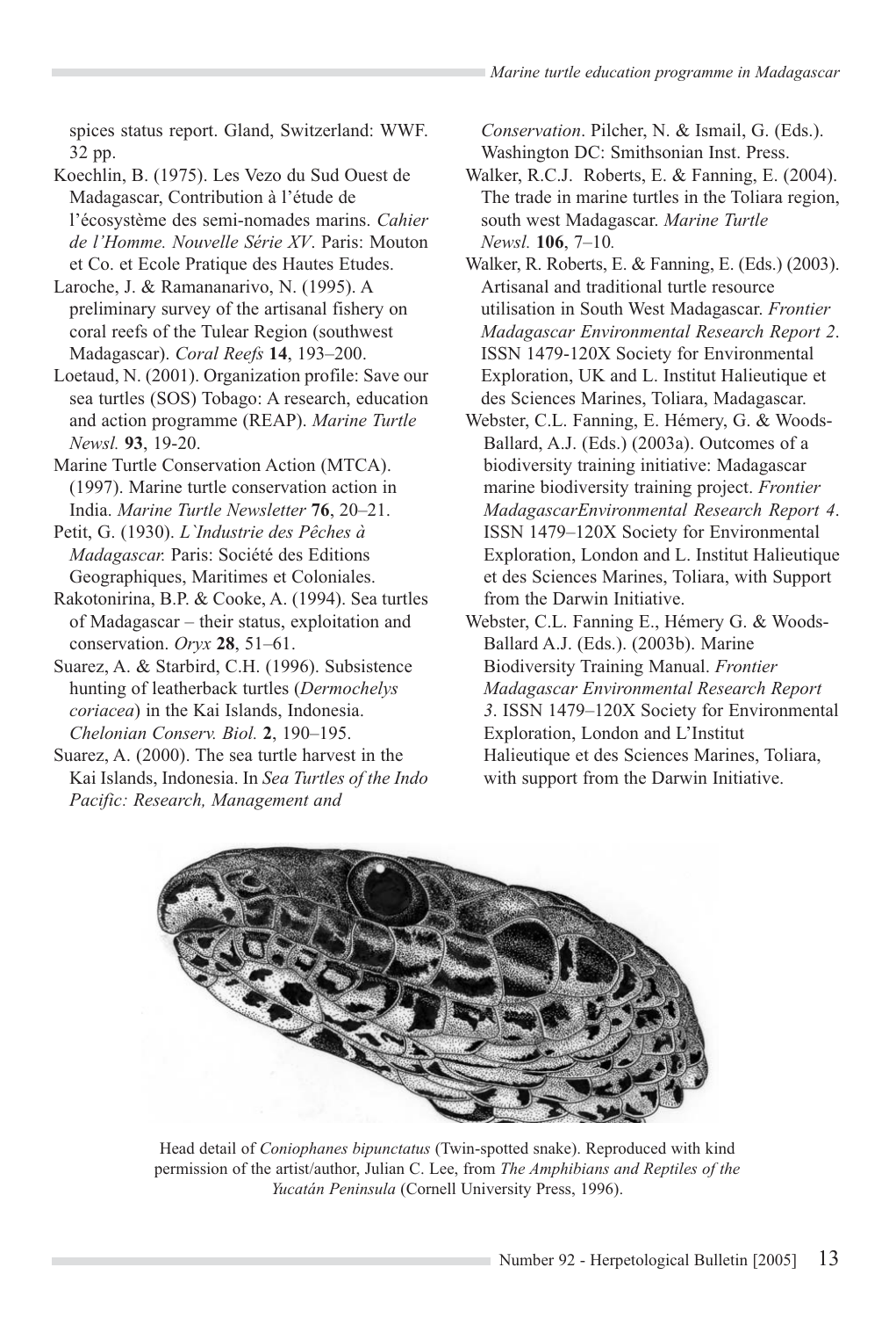spices status report. Gland, Switzerland: WWF. 32 pp.

Koechlin, B. (1975). Les Vezo du Sud Ouest de Madagascar, Contribution à l'étude de l'écosystème des semi-nomades marins. *Cahier de l'Homme. Nouvelle Série XV*. Paris: Mouton et Co. et Ecole Pratique des Hautes Etudes.

Laroche, J. & Ramananarivo, N. (1995). A preliminary survey of the artisanal fishery on coral reefs of the Tulear Region (southwest Madagascar). *Coral Reefs* **14**, 193–200.

Loetaud, N. (2001). Organization profile: Save our sea turtles (SOS) Tobago: A research, education and action programme (REAP). *Marine Turtle Newsl.* **93**, 19-20.

Marine Turtle Conservation Action (MTCA). (1997). Marine turtle conservation action in India. *Marine Turtle Newsletter* **76**, 20–21.

Petit, G. (1930). *L`Industrie des Pêches à Madagascar.* Paris: Société des Editions Geographiques, Maritimes et Coloniales.

Rakotonirina, B.P. & Cooke, A. (1994). Sea turtles of Madagascar – their status, exploitation and conservation. *Oryx* **28**, 51–61.

Suarez, A. & Starbird, C.H. (1996). Subsistence hunting of leatherback turtles (*Dermochelys coriacea*) in the Kai Islands, Indonesia. *Chelonian Conserv. Biol.* **2**, 190–195.

Suarez, A. (2000). The sea turtle harvest in the Kai Islands, Indonesia. In *Sea Turtles of the Indo Pacific: Research, Management and Conservation*. Pilcher, N. & Ismail, G. (Eds.). Washington DC: Smithsonian Inst. Press.

Walker, R.C.J. Roberts, E. & Fanning, E. (2004). The trade in marine turtles in the Toliara region, south west Madagascar. *Marine Turtle Newsl.* **106**, 7–10.

Walker, R. Roberts, E. & Fanning, E. (Eds.) (2003). Artisanal and traditional turtle resource utilisation in South West Madagascar. *Frontier Madagascar Environmental Research Report 2*. ISSN 1479-120X Society for Environmental Exploration, UK and L. Institut Halieutique et des Sciences Marines, Toliara, Madagascar.

Webster, C.L. Fanning, E. Hémery, G. & Woods-Ballard, A.J. (Eds.) (2003a). Outcomes of a biodiversity training initiative: Madagascar marine biodiversity training project. *Frontier MadagascarEnvironmental Research Report 4*. ISSN 1479–120X Society for Environmental Exploration, London and L. Institut Halieutique et des Sciences Marines, Toliara, with Support from the Darwin Initiative.

Webster, C.L. Fanning E., Hémery G. & Woods-Ballard A.J. (Eds.). (2003b). Marine Biodiversity Training Manual. *Frontier Madagascar Environmental Research Report 3*. ISSN 1479–120X Society for Environmental Exploration, London and L'Institut Halieutique et des Sciences Marines, Toliara, with support from the Darwin Initiative.

Head detail of *Coniophanes bipunctatus* (Twin-spotted snake). Reproduced with kind permission of the artist/author, Julian C. Lee, from *The Amphibians and Reptiles of the Yucatán Peninsula* (Cornell University Press, 1996).